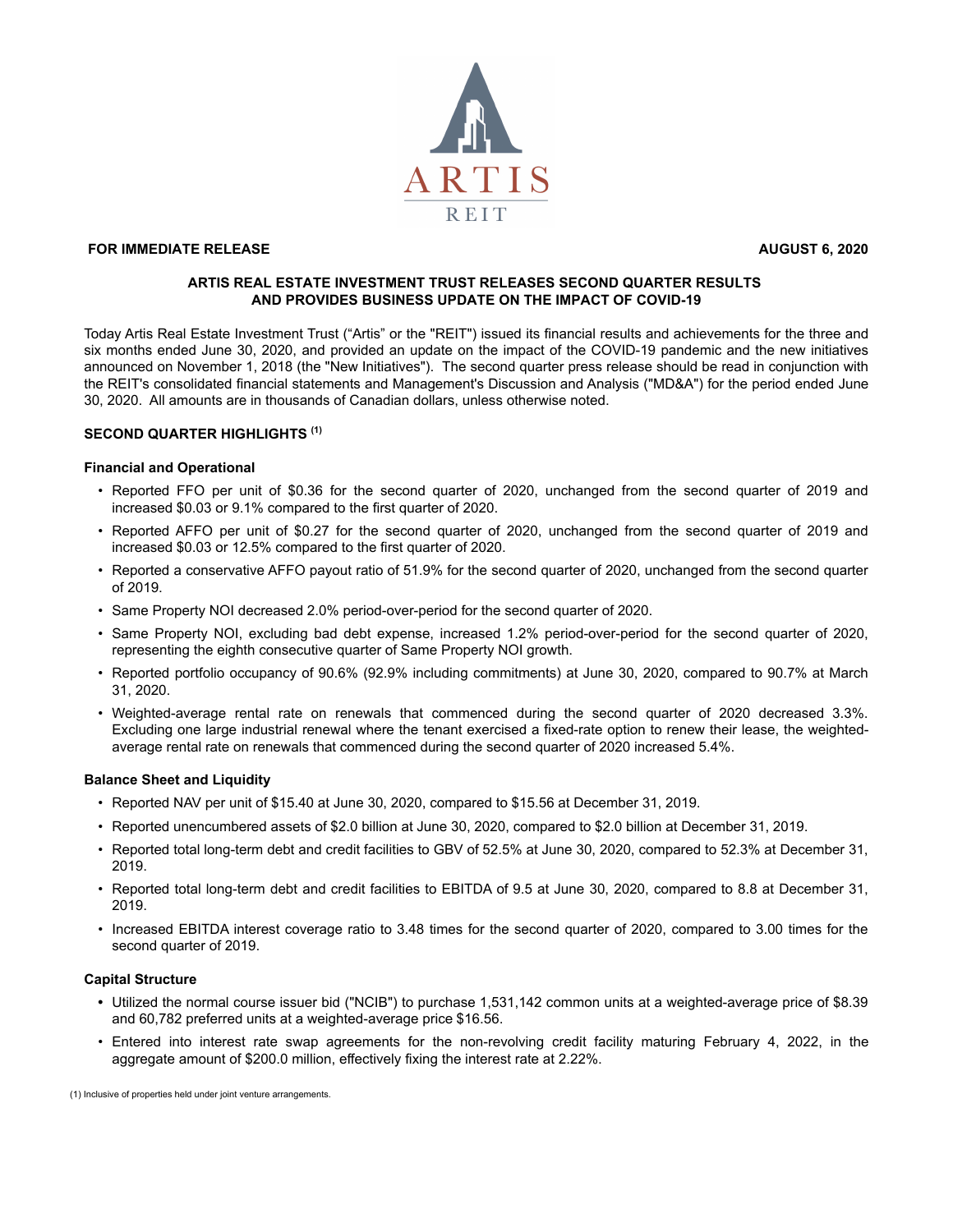**FOR IMMEDIATE RELEASE** **AUGUST 6, 2020**

# ARTIS REAL ESTATE INVESTMENT TRUST RELEASES SECOND QUARTER RESULTS AND PROVIDES BUSINESS UPDATE ON THE IMPACT OF COVID-19

Today Artis Real Estate Investment Trust ("Artis" or the "REIT") issued its financial results and achievements for the three and six months ended June 30, 2020, and provided an update on the impact of the COVID-19 pandemic and the new initiatives announced on November 1, 2018 (the "New Initiatives"). The second quarter press release should be read in conjunction with the REIT's consolidated financial statements and Management's Discussion and Analysis ("MD&A") for the period ended June 30, 2020. All amounts are in thousands of Canadian dollars, unless otherwise noted.

## SECOND QUARTER HIGHLIGHTS [(1)]

### Financial and Operational

- Reported FFO per unit of $0.36 for the second quarter of 2020, unchanged from the second quarter of 2019 and increased $0.03 or 9.1% compared to the first quarter of 2020.
- Reported AFFO per unit of $0.27 for the second quarter of 2020, unchanged from the second quarter of 2019 and increased $0.03 or 12.5% compared to the first quarter of 2020.
- Reported a conservative AFFO payout ratio of 51.9% for the second quarter of 2020, unchanged from the second quarter of 2019.
- Same Property NOI decreased 2.0% period-over-period for the second quarter of 2020.
- Same Property NOI, excluding bad debt expense, increased 1.2% period-over-period for the second quarter of 2020, representing the eighth consecutive quarter of Same Property NOI growth.
- Reported portfolio occupancy of 90.6% (92.9% including commitments) at June 30, 2020, compared to 90.7% at March 31, 2020.
- Weighted-average rental rate on renewals that commenced during the second quarter of 2020 decreased 3.3%. Excluding one large industrial renewal where the tenant exercised a fixed-rate option to renew their lease, the weighted-average rental rate on renewals that commenced during the second quarter of 2020 increased 5.4%.

### Balance Sheet and Liquidity

- Reported NAV per unit of $15.40 at June 30, 2020, compared to $15.56 at December 31, 2019.
- Reported unencumbered assets of $2.0 billion at June 30, 2020, compared to $2.0 billion at December 31, 2019.
- Reported total long-term debt and credit facilities to GBV of 52.5% at June 30, 2020, compared to 52.3% at December 31, 2019.
- Reported total long-term debt and credit facilities to EBITDA of 9.5 at June 30, 2020, compared to 8.8 at December 31, 2019.
- Increased EBITDA interest coverage ratio to 3.48 times for the second quarter of 2020, compared to 3.00 times for the second quarter of 2019.

### Capital Structure

- Utilized the normal course issuer bid ("NCIB") to purchase 1,531,142 common units at a weighted-average price of $8.39 and 60,782 preferred units at a weighted-average price $16.56.
- Entered into interest rate swap agreements for the non-revolving credit facility maturing February 4, 2022, in the aggregate amount of $200.0 million, effectively fixing the interest rate at 2.22%.

(1) Inclusive of properties held under joint venture arrangements.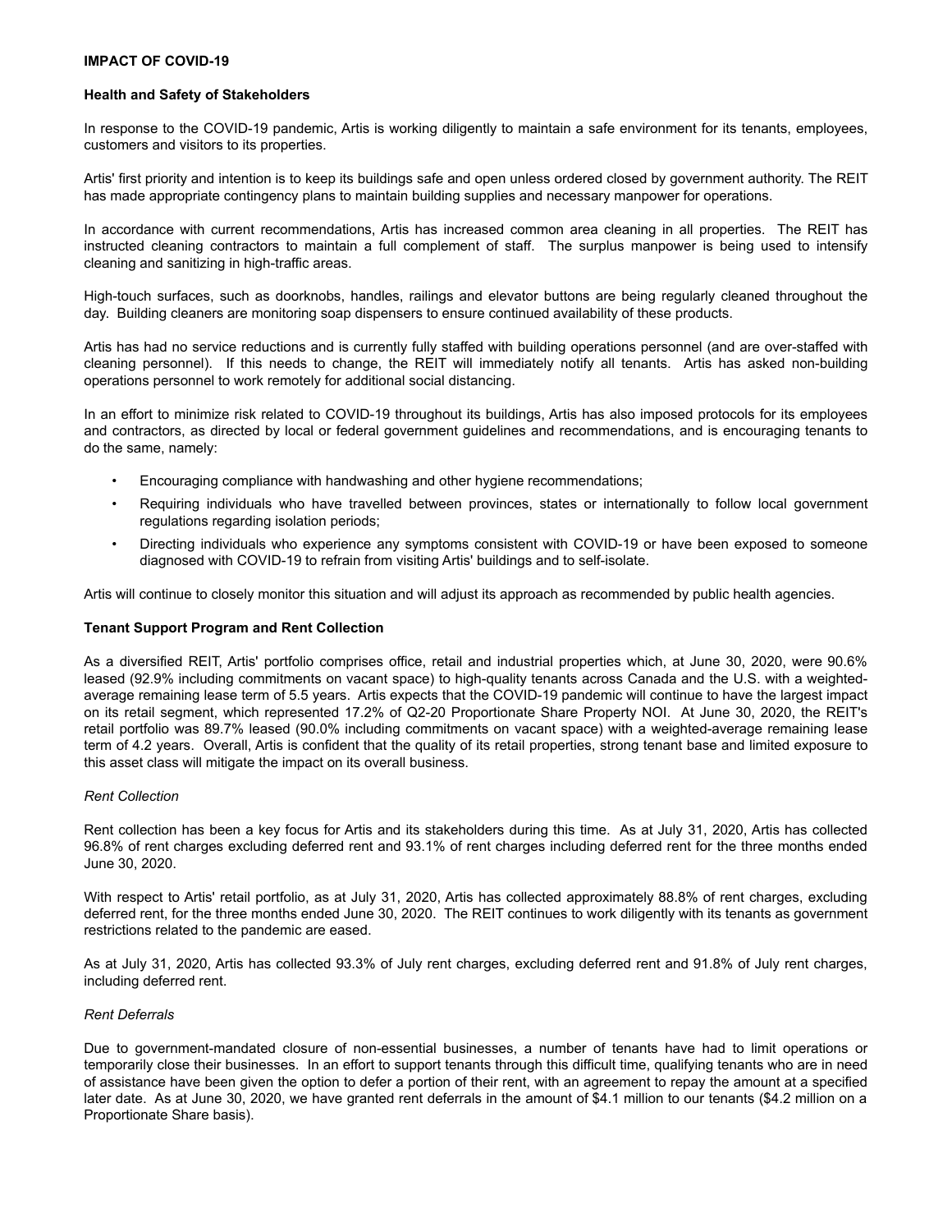## IMPACT OF COVID-19

### Health and Safety of Stakeholders

In response to the COVID-19 pandemic, Artis is working diligently to maintain a safe environment for its tenants, employees, customers and visitors to its properties.

Artis' first priority and intention is to keep its buildings safe and open unless ordered closed by government authority. The REIT has made appropriate contingency plans to maintain building supplies and necessary manpower for operations.

In accordance with current recommendations, Artis has increased common area cleaning in all properties. The REIT has instructed cleaning contractors to maintain a full complement of staff. The surplus manpower is being used to intensify cleaning and sanitizing in high-traffic areas.

High-touch surfaces, such as doorknobs, handles, railings and elevator buttons are being regularly cleaned throughout the day. Building cleaners are monitoring soap dispensers to ensure continued availability of these products.

Artis has had no service reductions and is currently fully staffed with building operations personnel (and are over-staffed with cleaning personnel). If this needs to change, the REIT will immediately notify all tenants. Artis has asked non-building operations personnel to work remotely for additional social distancing.

In an effort to minimize risk related to COVID-19 throughout its buildings, Artis has also imposed protocols for its employees and contractors, as directed by local or federal government guidelines and recommendations, and is encouraging tenants to do the same, namely:

- Encouraging compliance with handwashing and other hygiene recommendations;
- Requiring individuals who have travelled between provinces, states or internationally to follow local government regulations regarding isolation periods;
- Directing individuals who experience any symptoms consistent with COVID-19 or have been exposed to someone diagnosed with COVID-19 to refrain from visiting Artis' buildings and to self-isolate.

Artis will continue to closely monitor this situation and will adjust its approach as recommended by public health agencies.

### Tenant Support Program and Rent Collection

As a diversified REIT, Artis' portfolio comprises office, retail and industrial properties which, at June 30, 2020, were 90.6% leased (92.9% including commitments on vacant space) to high-quality tenants across Canada and the U.S. with a weighted-average remaining lease term of 5.5 years. Artis expects that the COVID-19 pandemic will continue to have the largest impact on its retail segment, which represented 17.2% of Q2-20 Proportionate Share Property NOI. At June 30, 2020, the REIT's retail portfolio was 89.7% leased (90.0% including commitments on vacant space) with a weighted-average remaining lease term of 4.2 years. Overall, Artis is confident that the quality of its retail properties, strong tenant base and limited exposure to this asset class will mitigate the impact on its overall business.

*Rent Collection*

Rent collection has been a key focus for Artis and its stakeholders during this time. As at July 31, 2020, Artis has collected 96.8% of rent charges excluding deferred rent and 93.1% of rent charges including deferred rent for the three months ended June 30, 2020.

With respect to Artis' retail portfolio, as at July 31, 2020, Artis has collected approximately 88.8% of rent charges, excluding deferred rent, for the three months ended June 30, 2020. The REIT continues to work diligently with its tenants as government restrictions related to the pandemic are eased.

As at July 31, 2020, Artis has collected 93.3% of July rent charges, excluding deferred rent and 91.8% of July rent charges, including deferred rent.

*Rent Deferrals*

Due to government-mandated closure of non-essential businesses, a number of tenants have had to limit operations or temporarily close their businesses. In an effort to support tenants through this difficult time, qualifying tenants who are in need of assistance have been given the option to defer a portion of their rent, with an agreement to repay the amount at a specified later date. As at June 30, 2020, we have granted rent deferrals in the amount of $4.1 million to our tenants ($4.2 million on a Proportionate Share basis).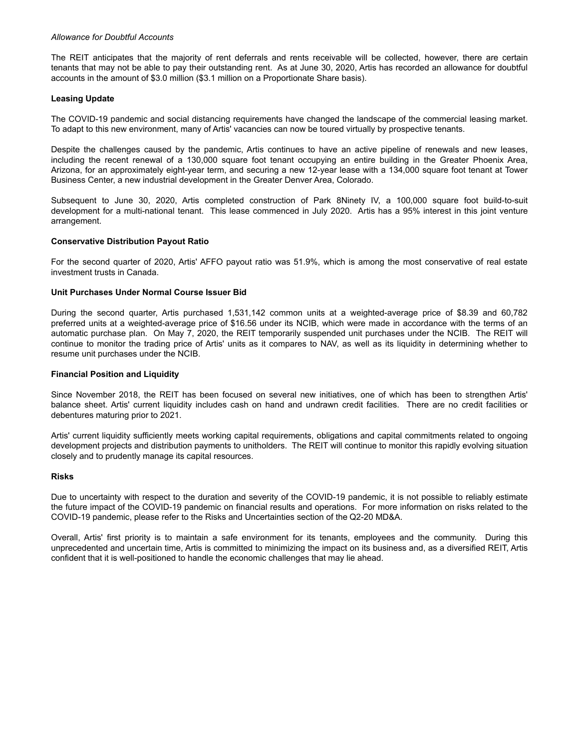*Allowance for Doubtful Accounts*

The REIT anticipates that the majority of rent deferrals and rents receivable will be collected, however, there are certain tenants that may not be able to pay their outstanding rent. As at June 30, 2020, Artis has recorded an allowance for doubtful accounts in the amount of $3.0 million ($3.1 million on a Proportionate Share basis).

**Leasing Update**

The COVID-19 pandemic and social distancing requirements have changed the landscape of the commercial leasing market. To adapt to this new environment, many of Artis' vacancies can now be toured virtually by prospective tenants.

Despite the challenges caused by the pandemic, Artis continues to have an active pipeline of renewals and new leases, including the recent renewal of a 130,000 square foot tenant occupying an entire building in the Greater Phoenix Area, Arizona, for an approximately eight-year term, and securing a new 12-year lease with a 134,000 square foot tenant at Tower Business Center, a new industrial development in the Greater Denver Area, Colorado.

Subsequent to June 30, 2020, Artis completed construction of Park 8Ninety IV, a 100,000 square foot build-to-suit development for a multi-national tenant. This lease commenced in July 2020. Artis has a 95% interest in this joint venture arrangement.

**Conservative Distribution Payout Ratio**

For the second quarter of 2020, Artis' AFFO payout ratio was 51.9%, which is among the most conservative of real estate investment trusts in Canada.

**Unit Purchases Under Normal Course Issuer Bid**

During the second quarter, Artis purchased 1,531,142 common units at a weighted-average price of $8.39 and 60,782 preferred units at a weighted-average price of $16.56 under its NCIB, which were made in accordance with the terms of an automatic purchase plan. On May 7, 2020, the REIT temporarily suspended unit purchases under the NCIB. The REIT will continue to monitor the trading price of Artis' units as it compares to NAV, as well as its liquidity in determining whether to resume unit purchases under the NCIB.

**Financial Position and Liquidity**

Since November 2018, the REIT has been focused on several new initiatives, one of which has been to strengthen Artis' balance sheet. Artis' current liquidity includes cash on hand and undrawn credit facilities. There are no credit facilities or debentures maturing prior to 2021.

Artis' current liquidity sufficiently meets working capital requirements, obligations and capital commitments related to ongoing development projects and distribution payments to unitholders. The REIT will continue to monitor this rapidly evolving situation closely and to prudently manage its capital resources.

**Risks**

Due to uncertainty with respect to the duration and severity of the COVID-19 pandemic, it is not possible to reliably estimate the future impact of the COVID-19 pandemic on financial results and operations. For more information on risks related to the COVID-19 pandemic, please refer to the Risks and Uncertainties section of the Q2-20 MD&A.

Overall, Artis' first priority is to maintain a safe environment for its tenants, employees and the community. During this unprecedented and uncertain time, Artis is committed to minimizing the impact on its business and, as a diversified REIT, Artis confident that it is well-positioned to handle the economic challenges that may lie ahead.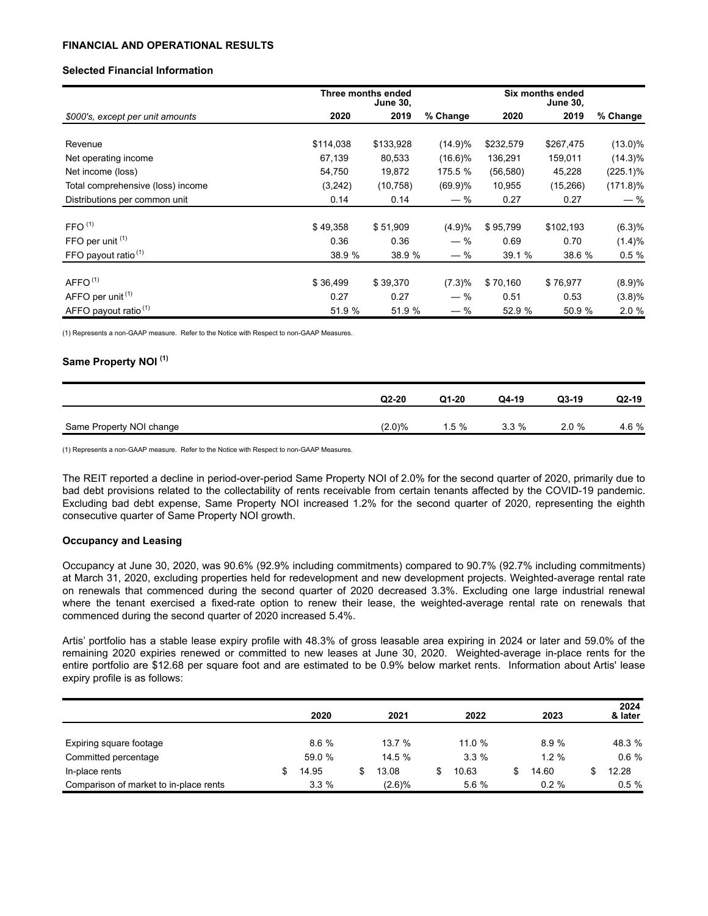## FINANCIAL AND OPERATIONAL RESULTS

### Selected Financial Information

| | Three months ended June 30, | | | Six months ended June 30, | | |
|---|---|---|---|---|---|---|
| *$000's, except per unit amounts* | 2020 | 2019 | % Change | 2020 | 2019 | % Change |
| Revenue | $114,038 | $133,928 | (14.9)% | $232,579 | $267,475 | (13.0)% |
| Net operating income | 67,139 | 80,533 | (16.6)% | 136,291 | 159,011 | (14.3)% |
| Net income (loss) | 54,750 | 19,872 | 175.5 % | (56,580) | 45,228 | (225.1)% |
| Total comprehensive (loss) income | (3,242) | (10,758) | (69.9)% | 10,955 | (15,266) | (171.8)% |
| Distributions per common unit | 0.14 | 0.14 | — % | 0.27 | 0.27 | — % |
| FFO [(1)] | $ 49,358 | $ 51,909 | (4.9)% | $ 95,799 | $102,193 | (6.3)% |
| FFO per unit [(1)] | 0.36 | 0.36 | — % | 0.69 | 0.70 | (1.4)% |
| FFO payout ratio [(1)] | 38.9 % | 38.9 % | — % | 39.1 % | 38.6 % | 0.5 % |
| AFFO [(1)] | $ 36,499 | $ 39,370 | (7.3)% | $ 70,160 | $ 76,977 | (8.9)% |
| AFFO per unit [(1)] | 0.27 | 0.27 | — % | 0.51 | 0.53 | (3.8)% |
| AFFO payout ratio [(1)] | 51.9 % | 51.9 % | — % | 52.9 % | 50.9 % | 2.0 % |

(1) Represents a non-GAAP measure. Refer to the Notice with Respect to non-GAAP Measures.

### Same Property NOI [(1)]

| | Q2-20 | Q1-20 | Q4-19 | Q3-19 | Q2-19 |
|---|---|---|---|---|---|
| Same Property NOI change | (2.0)% | 1.5 % | 3.3 % | 2.0 % | 4.6 % |

(1) Represents a non-GAAP measure. Refer to the Notice with Respect to non-GAAP Measures.

The REIT reported a decline in period-over-period Same Property NOI of 2.0% for the second quarter of 2020, primarily due to bad debt provisions related to the collectability of rents receivable from certain tenants affected by the COVID-19 pandemic. Excluding bad debt expense, Same Property NOI increased 1.2% for the second quarter of 2020, representing the eighth consecutive quarter of Same Property NOI growth.

### Occupancy and Leasing

Occupancy at June 30, 2020, was 90.6% (92.9% including commitments) compared to 90.7% (92.7% including commitments) at March 31, 2020, excluding properties held for redevelopment and new development projects. Weighted-average rental rate on renewals that commenced during the second quarter of 2020 decreased 3.3%. Excluding one large industrial renewal where the tenant exercised a fixed-rate option to renew their lease, the weighted-average rental rate on renewals that commenced during the second quarter of 2020 increased 5.4%.

Artis' portfolio has a stable lease expiry profile with 48.3% of gross leasable area expiring in 2024 or later and 59.0% of the remaining 2020 expiries renewed or committed to new leases at June 30, 2020. Weighted-average in-place rents for the entire portfolio are $12.68 per square foot and are estimated to be 0.9% below market rents. Information about Artis' lease expiry profile is as follows:

| | 2020 | 2021 | 2022 | 2023 | 2024 & later |
|---|---|---|---|---|---|
| Expiring square footage | 8.6 % | 13.7 % | 11.0 % | 8.9 % | 48.3 % |
| Committed percentage | 59.0 % | 14.5 % | 3.3 % | 1.2 % | 0.6 % |
| In-place rents | $ 14.95 | $ 13.08 | $ 10.63 | $ 14.60 | $ 12.28 |
| Comparison of market to in-place rents | 3.3 % | (2.6)% | 5.6 % | 0.2 % | 0.5 % |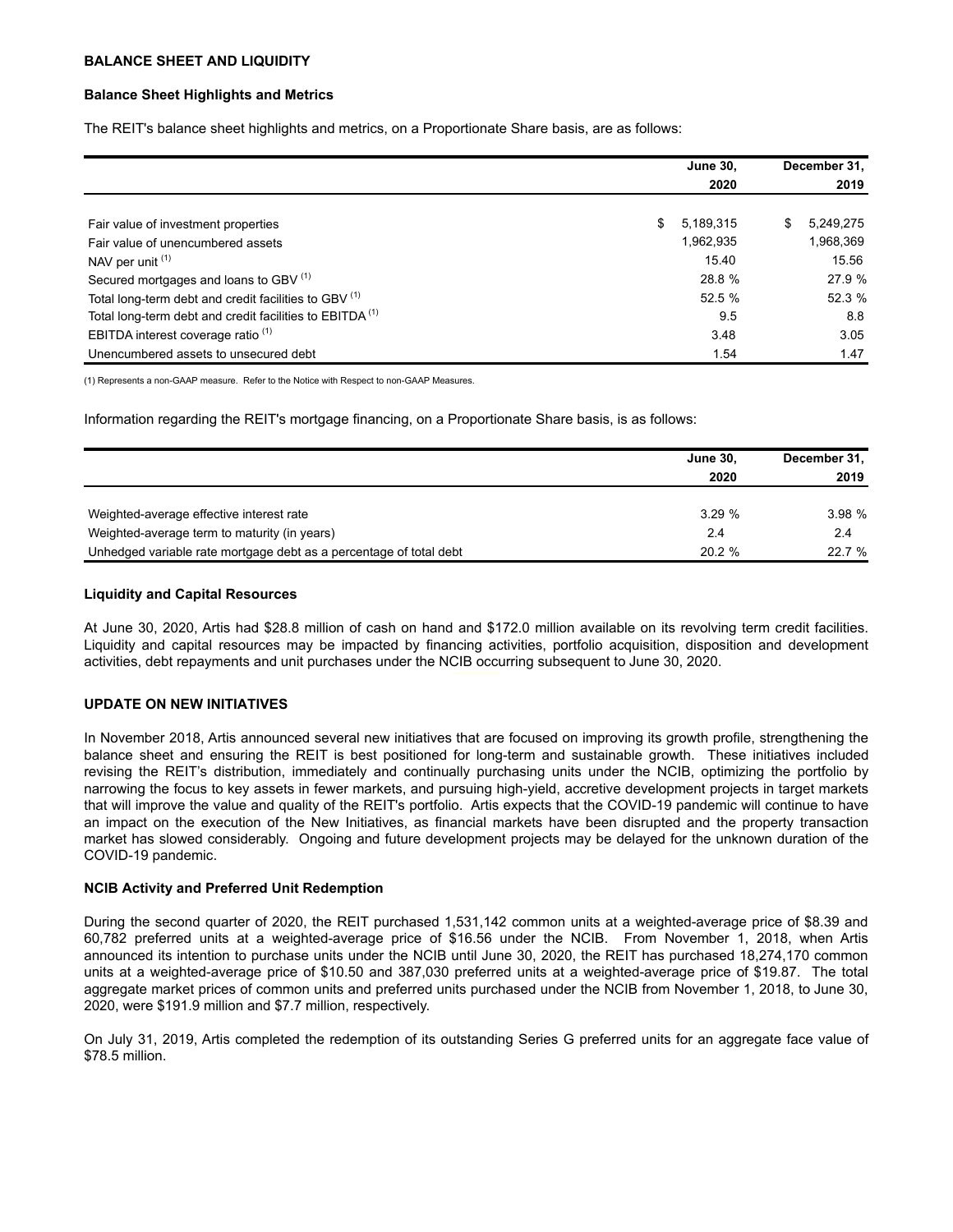## BALANCE SHEET AND LIQUIDITY

### Balance Sheet Highlights and Metrics

The REIT's balance sheet highlights and metrics, on a Proportionate Share basis, are as follows:

| | June 30, 2020 | December 31, 2019 |
|---|---|---|
| Fair value of investment properties | $ 5,189,315 | $ 5,249,275 |
| Fair value of unencumbered assets | 1,962,935 | 1,968,369 |
| NAV per unit [(1)] | 15.40 | 15.56 |
| Secured mortgages and loans to GBV [(1)] | 28.8 % | 27.9 % |
| Total long-term debt and credit facilities to GBV [(1)] | 52.5 % | 52.3 % |
| Total long-term debt and credit facilities to EBITDA [(1)] | 9.5 | 8.8 |
| EBITDA interest coverage ratio [(1)] | 3.48 | 3.05 |
| Unencumbered assets to unsecured debt | 1.54 | 1.47 |

(1) Represents a non-GAAP measure. Refer to the Notice with Respect to non-GAAP Measures.

Information regarding the REIT's mortgage financing, on a Proportionate Share basis, is as follows:

| | June 30, 2020 | December 31, 2019 |
|---|---|---|
| Weighted-average effective interest rate | 3.29 % | 3.98 % |
| Weighted-average term to maturity (in years) | 2.4 | 2.4 |
| Unhedged variable rate mortgage debt as a percentage of total debt | 20.2 % | 22.7 % |

### Liquidity and Capital Resources

At June 30, 2020, Artis had $28.8 million of cash on hand and $172.0 million available on its revolving term credit facilities. Liquidity and capital resources may be impacted by financing activities, portfolio acquisition, disposition and development activities, debt repayments and unit purchases under the NCIB occurring subsequent to June 30, 2020.

## UPDATE ON NEW INITIATIVES

In November 2018, Artis announced several new initiatives that are focused on improving its growth profile, strengthening the balance sheet and ensuring the REIT is best positioned for long-term and sustainable growth. These initiatives included revising the REIT's distribution, immediately and continually purchasing units under the NCIB, optimizing the portfolio by narrowing the focus to key assets in fewer markets, and pursuing high-yield, accretive development projects in target markets that will improve the value and quality of the REIT's portfolio. Artis expects that the COVID-19 pandemic will continue to have an impact on the execution of the New Initiatives, as financial markets have been disrupted and the property transaction market has slowed considerably. Ongoing and future development projects may be delayed for the unknown duration of the COVID-19 pandemic.

### NCIB Activity and Preferred Unit Redemption

During the second quarter of 2020, the REIT purchased 1,531,142 common units at a weighted-average price of $8.39 and 60,782 preferred units at a weighted-average price of $16.56 under the NCIB. From November 1, 2018, when Artis announced its intention to purchase units under the NCIB until June 30, 2020, the REIT has purchased 18,274,170 common units at a weighted-average price of $10.50 and 387,030 preferred units at a weighted-average price of $19.87. The total aggregate market prices of common units and preferred units purchased under the NCIB from November 1, 2018, to June 30, 2020, were $191.9 million and $7.7 million, respectively.

On July 31, 2019, Artis completed the redemption of its outstanding Series G preferred units for an aggregate face value of $78.5 million.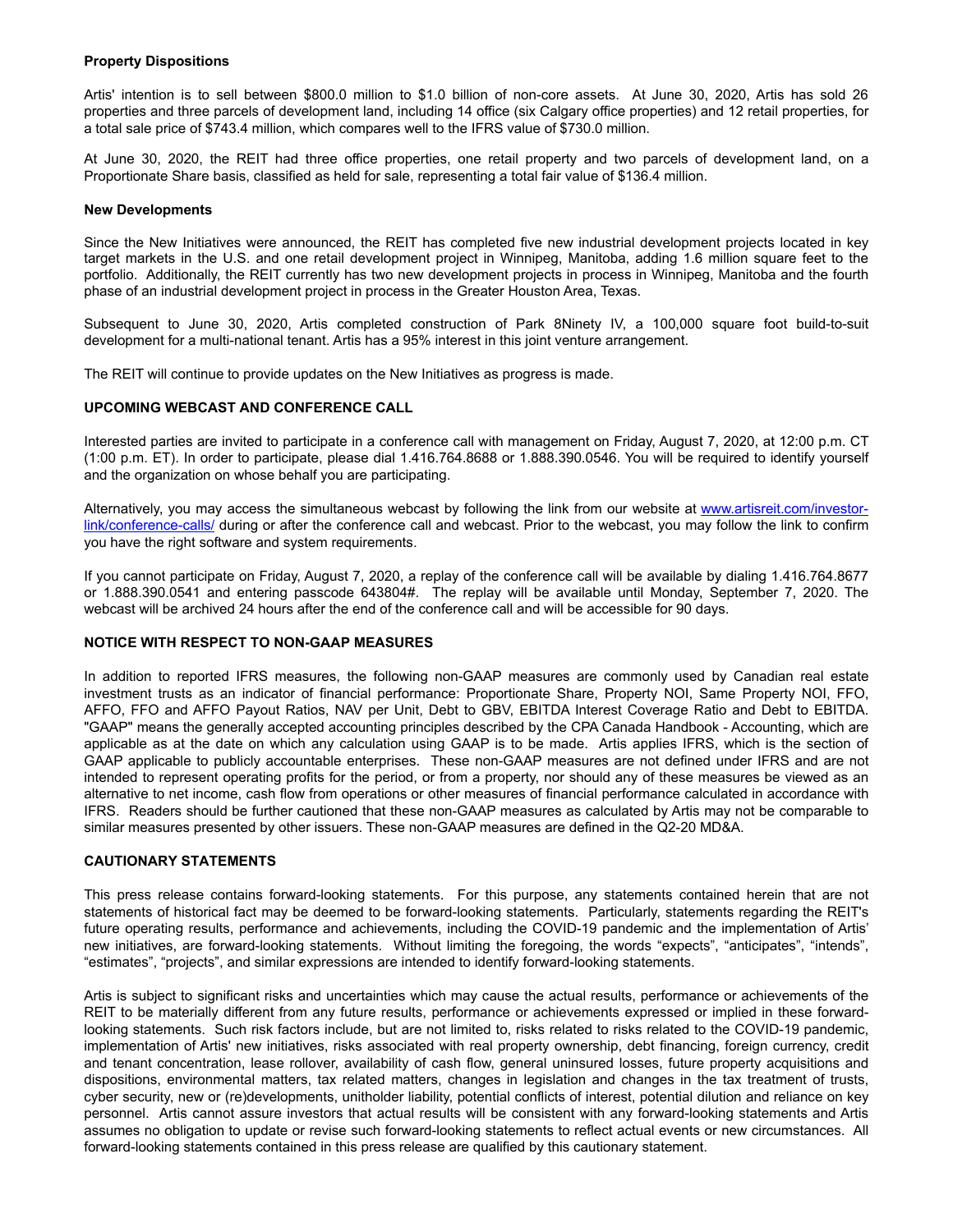**Property Dispositions**

Artis' intention is to sell between $800.0 million to $1.0 billion of non-core assets. At June 30, 2020, Artis has sold 26 properties and three parcels of development land, including 14 office (six Calgary office properties) and 12 retail properties, for a total sale price of $743.4 million, which compares well to the IFRS value of $730.0 million.

At June 30, 2020, the REIT had three office properties, one retail property and two parcels of development land, on a Proportionate Share basis, classified as held for sale, representing a total fair value of $136.4 million.

**New Developments**

Since the New Initiatives were announced, the REIT has completed five new industrial development projects located in key target markets in the U.S. and one retail development project in Winnipeg, Manitoba, adding 1.6 million square feet to the portfolio. Additionally, the REIT currently has two new development projects in process in Winnipeg, Manitoba and the fourth phase of an industrial development project in process in the Greater Houston Area, Texas.

Subsequent to June 30, 2020, Artis completed construction of Park 8Ninety IV, a 100,000 square foot build-to-suit development for a multi-national tenant. Artis has a 95% interest in this joint venture arrangement.

The REIT will continue to provide updates on the New Initiatives as progress is made.

**UPCOMING WEBCAST AND CONFERENCE CALL**

Interested parties are invited to participate in a conference call with management on Friday, August 7, 2020, at 12:00 p.m. CT (1:00 p.m. ET). In order to participate, please dial 1.416.764.8688 or 1.888.390.0546. You will be required to identify yourself and the organization on whose behalf you are participating.

Alternatively, you may access the simultaneous webcast by following the link from our website at www.artisreit.com/investor-link/conference-calls/ during or after the conference call and webcast. Prior to the webcast, you may follow the link to confirm you have the right software and system requirements.

If you cannot participate on Friday, August 7, 2020, a replay of the conference call will be available by dialing 1.416.764.8677 or 1.888.390.0541 and entering passcode 643804#. The replay will be available until Monday, September 7, 2020. The webcast will be archived 24 hours after the end of the conference call and will be accessible for 90 days.

**NOTICE WITH RESPECT TO NON-GAAP MEASURES**

In addition to reported IFRS measures, the following non-GAAP measures are commonly used by Canadian real estate investment trusts as an indicator of financial performance: Proportionate Share, Property NOI, Same Property NOI, FFO, AFFO, FFO and AFFO Payout Ratios, NAV per Unit, Debt to GBV, EBITDA Interest Coverage Ratio and Debt to EBITDA. "GAAP" means the generally accepted accounting principles described by the CPA Canada Handbook - Accounting, which are applicable as at the date on which any calculation using GAAP is to be made. Artis applies IFRS, which is the section of GAAP applicable to publicly accountable enterprises. These non-GAAP measures are not defined under IFRS and are not intended to represent operating profits for the period, or from a property, nor should any of these measures be viewed as an alternative to net income, cash flow from operations or other measures of financial performance calculated in accordance with IFRS. Readers should be further cautioned that these non-GAAP measures as calculated by Artis may not be comparable to similar measures presented by other issuers. These non-GAAP measures are defined in the Q2-20 MD&A.

**CAUTIONARY STATEMENTS**

This press release contains forward-looking statements. For this purpose, any statements contained herein that are not statements of historical fact may be deemed to be forward-looking statements. Particularly, statements regarding the REIT's future operating results, performance and achievements, including the COVID-19 pandemic and the implementation of Artis' new initiatives, are forward-looking statements. Without limiting the foregoing, the words "expects", "anticipates", "intends", "estimates", "projects", and similar expressions are intended to identify forward-looking statements.

Artis is subject to significant risks and uncertainties which may cause the actual results, performance or achievements of the REIT to be materially different from any future results, performance or achievements expressed or implied in these forward-looking statements. Such risk factors include, but are not limited to, risks related to risks related to the COVID-19 pandemic, implementation of Artis' new initiatives, risks associated with real property ownership, debt financing, foreign currency, credit and tenant concentration, lease rollover, availability of cash flow, general uninsured losses, future property acquisitions and dispositions, environmental matters, tax related matters, changes in legislation and changes in the tax treatment of trusts, cyber security, new or (re)developments, unitholder liability, potential conflicts of interest, potential dilution and reliance on key personnel. Artis cannot assure investors that actual results will be consistent with any forward-looking statements and Artis assumes no obligation to update or revise such forward-looking statements to reflect actual events or new circumstances. All forward-looking statements contained in this press release are qualified by this cautionary statement.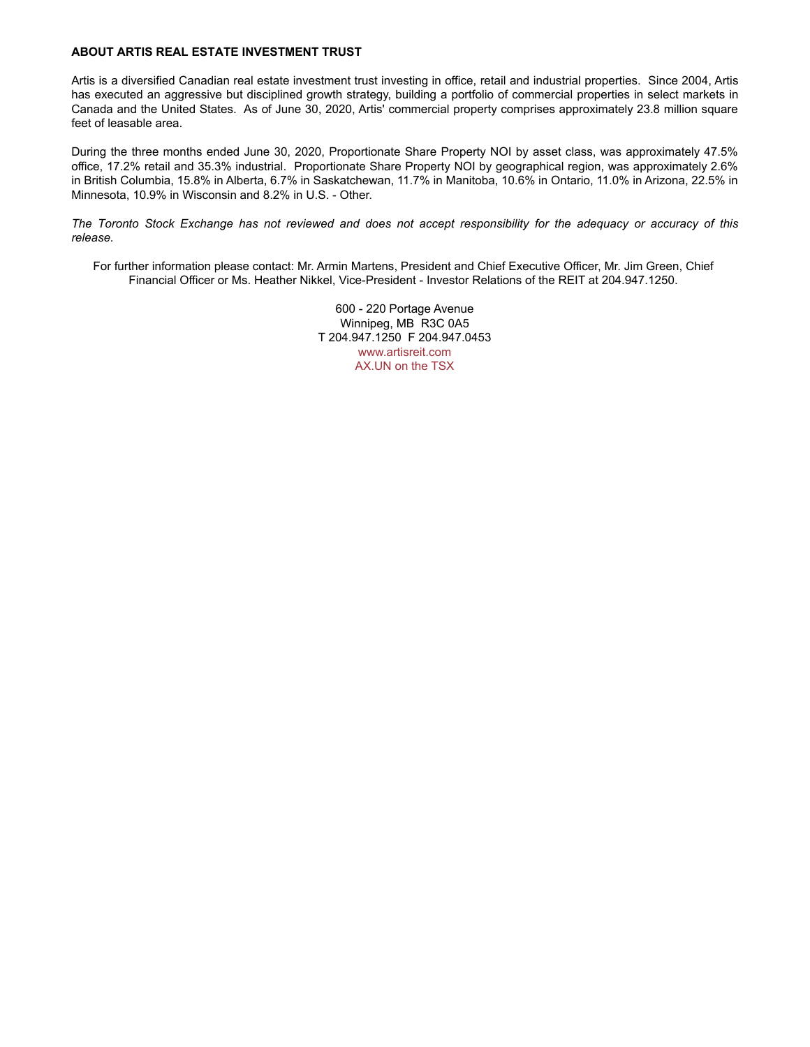## ABOUT ARTIS REAL ESTATE INVESTMENT TRUST

Artis is a diversified Canadian real estate investment trust investing in office, retail and industrial properties. Since 2004, Artis has executed an aggressive but disciplined growth strategy, building a portfolio of commercial properties in select markets in Canada and the United States. As of June 30, 2020, Artis' commercial property comprises approximately 23.8 million square feet of leasable area.

During the three months ended June 30, 2020, Proportionate Share Property NOI by asset class, was approximately 47.5% office, 17.2% retail and 35.3% industrial. Proportionate Share Property NOI by geographical region, was approximately 2.6% in British Columbia, 15.8% in Alberta, 6.7% in Saskatchewan, 11.7% in Manitoba, 10.6% in Ontario, 11.0% in Arizona, 22.5% in Minnesota, 10.9% in Wisconsin and 8.2% in U.S. - Other.

*The Toronto Stock Exchange has not reviewed and does not accept responsibility for the adequacy or accuracy of this release.*

For further information please contact: Mr. Armin Martens, President and Chief Executive Officer, Mr. Jim Green, Chief Financial Officer or Ms. Heather Nikkel, Vice-President - Investor Relations of the REIT at 204.947.1250.

600 - 220 Portage Avenue
Winnipeg, MB R3C 0A5
T 204.947.1250 F 204.947.0453
www.artisreit.com
AX.UN on the TSX